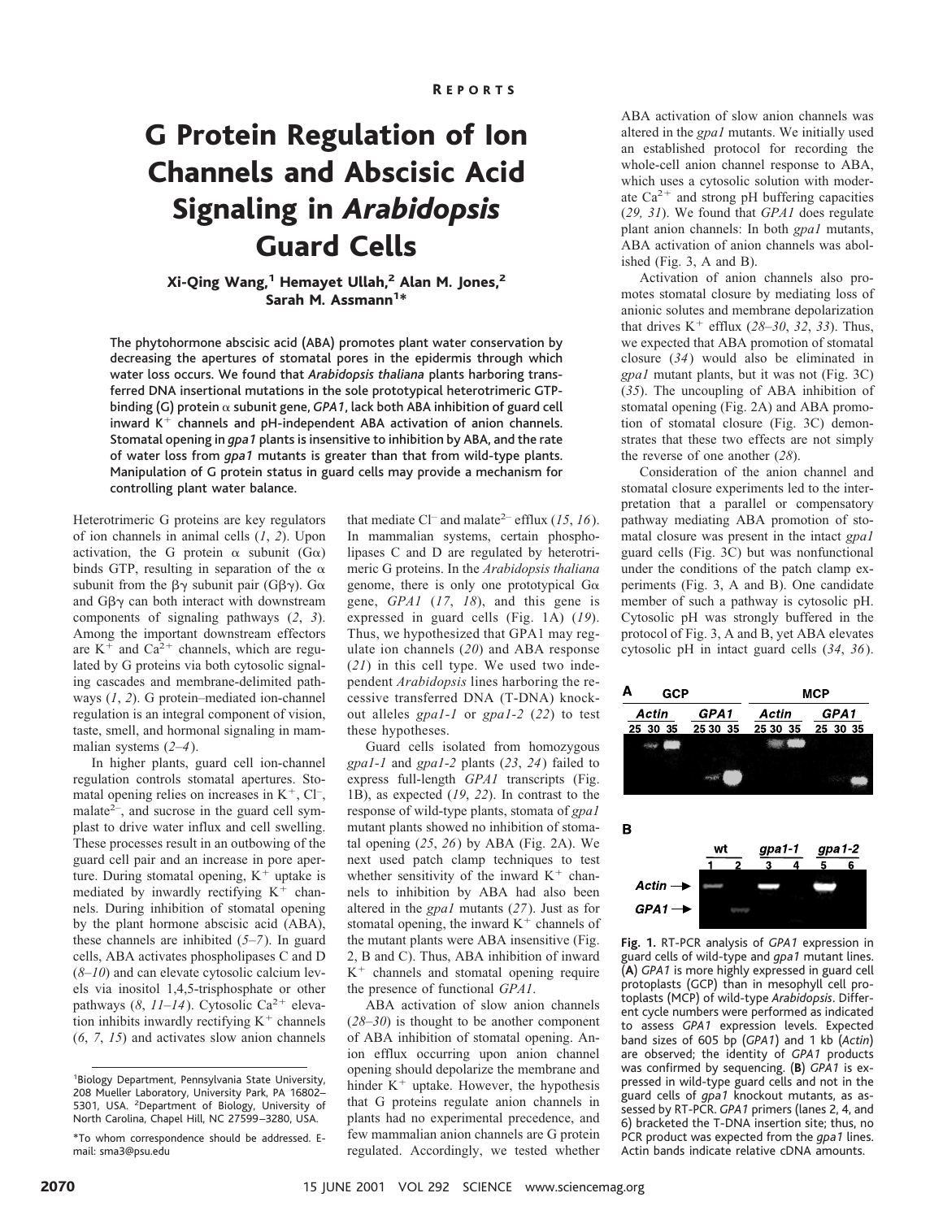REPORTS

# G Protein Regulation of Ion Channels and Abscisic Acid Signaling in *Arabidopsis* Guard Cells

Xi-Qing Wang,[1] Hemayet Ullah,[2] Alan M. Jones,[2] Sarah M. Assmann[1]*

**The phytohormone abscisic acid (ABA) promotes plant water conservation by decreasing the apertures of stomatal pores in the epidermis through which water loss occurs. We found that *Arabidopsis thaliana* plants harboring transferred DNA insertional mutations in the sole prototypical heterotrimeric GTP-binding (G) protein α subunit gene, *GPA1*, lack both ABA inhibition of guard cell inward $K^+$ channels and pH-independent ABA activation of anion channels. Stomatal opening in *gpa1* plants is insensitive to inhibition by ABA, and the rate of water loss from *gpa1* mutants is greater than that from wild-type plants. Manipulation of G protein status in guard cells may provide a mechanism for controlling plant water balance.**

Heterotrimeric G proteins are key regulators of ion channels in animal cells (*1*, *2*). Upon activation, the G protein α subunit (Gα) binds GTP, resulting in separation of the α subunit from the βγ subunit pair (Gβγ). Gα and Gβγ can both interact with downstream components of signaling pathways (*2*, *3*). Among the important downstream effectors are $K^+$ and $Ca^{2+}$ channels, which are regulated by G proteins via both cytosolic signaling cascades and membrane-delimited pathways (*1*, *2*). G protein–mediated ion-channel regulation is an integral component of vision, taste, smell, and hormonal signaling in mammalian systems (*2*–*4*).

In higher plants, guard cell ion-channel regulation controls stomatal apertures. Stomatal opening relies on increases in $K^+$, $Cl^-$, malate$^{2-}$, and sucrose in the guard cell symplast to drive water influx and cell swelling. These processes result in an outbowing of the guard cell pair and an increase in pore aperture. During stomatal opening, $K^+$ uptake is mediated by inwardly rectifying $K^+$ channels. During inhibition of stomatal opening by the plant hormone abscisic acid (ABA), these channels are inhibited (*5*–*7*). In guard cells, ABA activates phospholipases C and D (*8*–*10*) and can elevate cytosolic calcium levels via inositol 1,4,5-trisphosphate or other pathways (*8*, *11*–*14*). Cytosolic $Ca^{2+}$ elevation inhibits inwardly rectifying $K^+$ channels (*6*, *7*, *15*) and activates slow anion channels that mediate $Cl^-$ and malate$^{2-}$ efflux (*15*, *16*). In mammalian systems, certain phospholipases C and D are regulated by heterotrimeric G proteins. In the *Arabidopsis thaliana* genome, there is only one prototypical Gα gene, *GPA1* (*17*, *18*), and this gene is expressed in guard cells (Fig. 1A) (*19*). Thus, we hypothesized that GPA1 may regulate ion channels (*20*) and ABA response (*21*) in this cell type. We used two independent *Arabidopsis* lines harboring the recessive transferred DNA (T-DNA) knockout alleles *gpa1-1* or *gpa1-2* (*22*) to test these hypotheses.

Guard cells isolated from homozygous *gpa1-1* and *gpa1-2* plants (*23*, *24*) failed to express full-length *GPA1* transcripts (Fig. 1B), as expected (*19*, *22*). In contrast to the response of wild-type plants, stomata of *gpa1* mutant plants showed no inhibition of stomatal opening (*25*, *26*) by ABA (Fig. 2A). We next used patch clamp techniques to test whether sensitivity of the inward $K^+$ channels to inhibition by ABA had also been altered in the *gpa1* mutants (*27*). Just as for stomatal opening, the inward $K^+$ channels of the mutant plants were ABA insensitive (Fig. 2, B and C). Thus, ABA inhibition of inward $K^+$ channels and stomatal opening require the presence of functional *GPA1*.

ABA activation of slow anion channels (*28*–*30*) is thought to be another component of ABA inhibition of stomatal opening. Anion efflux occurring upon anion channel opening should depolarize the membrane and hinder $K^+$ uptake. However, the hypothesis that G proteins regulate anion channels in plants had no experimental precedence, and few mammalian anion channels are G protein regulated. Accordingly, we tested whether ABA activation of slow anion channels was altered in the *gpa1* mutants. We initially used an established protocol for recording the whole-cell anion channel response to ABA, which uses a cytosolic solution with moderate $Ca^{2+}$ and strong pH buffering capacities (*29*, *31*). We found that *GPA1* does regulate plant anion channels: In both *gpa1* mutants, ABA activation of anion channels was abolished (Fig. 3, A and B).

Activation of anion channels also promotes stomatal closure by mediating loss of anionic solutes and membrane depolarization that drives $K^+$ efflux (*28*–*30*, *32*, *33*). Thus, we expected that ABA promotion of stomatal closure (*34*) would also be eliminated in *gpa1* mutant plants, but it was not (Fig. 3C) (*35*). The uncoupling of ABA inhibition of stomatal opening (Fig. 2A) and ABA promotion of stomatal closure (Fig. 3C) demonstrates that these two effects are not simply the reverse of one another (*28*).

Consideration of the anion channel and stomatal closure experiments led to the interpretation that a parallel or compensatory pathway mediating ABA promotion of stomatal closure was present in the intact *gpa1* guard cells (Fig. 3C) but was nonfunctional under the conditions of the patch clamp experiments (Fig. 3, A and B). One candidate member of such a pathway is cytosolic pH. Cytosolic pH was strongly buffered in the protocol of Fig. 3, A and B, yet ABA elevates cytosolic pH in intact guard cells (*34*, *36*).

**Fig. 1.** RT-PCR analysis of *GPA1* expression in guard cells of wild-type and *gpa1* mutant lines. (**A**) *GPA1* is more highly expressed in guard cell protoplasts (GCP) than in mesophyll cell protoplasts (MCP) of wild-type *Arabidopsis*. Different cycle numbers were performed as indicated to assess *GPA1* expression levels. Expected band sizes of 605 bp (*GPA1*) and 1 kb (*Actin*) are observed; the identity of *GPA1* products was confirmed by sequencing. (**B**) *GPA1* is expressed in wild-type guard cells and not in the guard cells of *gpa1* knockout mutants, as assessed by RT-PCR. *GPA1* primers (lanes 2, 4, and 6) bracketed the T-DNA insertion site; thus, no PCR product was expected from the *gpa1* lines. Actin bands indicate relative cDNA amounts.

[1]Biology Department, Pennsylvania State University, 208 Mueller Laboratory, University Park, PA 16802–5301, USA. [2]Department of Biology, University of North Carolina, Chapel Hill, NC 27599–3280, USA.

*To whom correspondence should be addressed. E-mail: sma3@psu.edu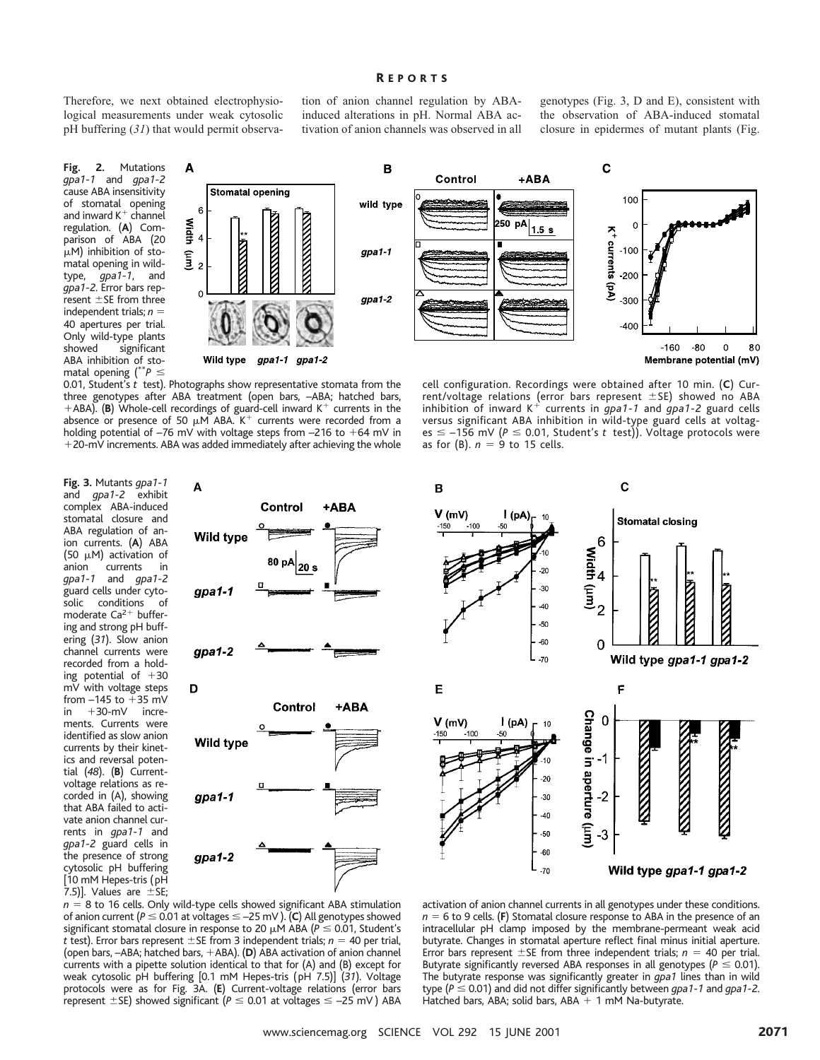Therefore, we next obtained electrophysiological measurements under weak cytosolic pH buffering (*31*) that would permit observation of anion channel regulation by ABA-induced alterations in pH. Normal ABA activation of anion channels was observed in all genotypes (Fig. 3, D and E), consistent with the observation of ABA-induced stomatal closure in epidermes of mutant plants (Fig.

**Fig. 2.** Mutations *gpa1-1* and *gpa1-2* cause ABA insensitivity of stomatal opening and inward $K^+$ channel regulation. (**A**) Comparison of ABA (20 μM) inhibition of stomatal opening in wild-type, *gpa1-1*, and *gpa1-2*. Error bars represent ±SE from three independent trials; $n$ = 40 apertures per trial. Only wild-type plants showed significant ABA inhibition of stomatal opening (\*\*$P \leq 0.01$, Student's $t$ test). Photographs show representative stomata from the three genotypes after ABA treatment (open bars, –ABA; hatched bars, +ABA). (**B**) Whole-cell recordings of guard-cell inward $K^+$ currents in the absence or presence of 50 μM ABA. $K^+$ currents were recorded from a holding potential of –76 mV with voltage steps from –216 to +64 mV in +20-mV increments. ABA was added immediately after achieving the whole cell configuration. Recordings were obtained after 10 min. (**C**) Current/voltage relations (error bars represent ±SE) showed no ABA inhibition of inward $K^+$ currents in *gpa1-1* and *gpa1-2* guard cells versus significant ABA inhibition in wild-type guard cells at voltages ≤ –156 mV ($P \leq 0.01$, Student's $t$ test)). Voltage protocols were as for (B). $n$ = 9 to 15 cells.

**Fig. 3.** Mutants *gpa1-1* and *gpa1-2* exhibit complex ABA-induced stomatal closure and ABA regulation of anion currents. (**A**) ABA (50 μM) activation of anion currents in *gpa1-1* and *gpa1-2* guard cells under cytosolic conditions of moderate $Ca^{2+}$ buffering and strong pH buffering (*31*). Slow anion channel currents were recorded from a holding potential of +30 mV with voltage steps from –145 to +35 mV in +30-mV increments. Currents were identified as slow anion currents by their kinetics and reversal potential (*48*). (**B**) Current-voltage relations as recorded in (A), showing that ABA failed to activate anion channel currents in *gpa1-1* and *gpa1-2* guard cells in the presence of strong cytosolic pH buffering [10 mM Hepes-tris (pH 7.5)]. Values are ±SE; $n$ = 8 to 16 cells. Only wild-type cells showed significant ABA stimulation of anion current ($P \leq 0.01$ at voltages ≤ –25 mV). (**C**) All genotypes showed significant stomatal closure in response to 20 μM ABA ($P \leq 0.01$, Student's $t$ test). Error bars represent ±SE from 3 independent trials; $n$ = 40 per trial, (open bars, –ABA; hatched bars, +ABA). (**D**) ABA activation of anion channel currents with a pipette solution identical to that for (A) and (B) except for weak cytosolic pH buffering [0.1 mM Hepes-tris (pH 7.5)] (*31*). Voltage protocols were as for Fig. 3A. (**E**) Current-voltage relations (error bars represent ±SE) showed significant ($P \leq 0.01$ at voltages ≤ –25 mV) ABA activation of anion channel currents in all genotypes under these conditions. $n$ = 6 to 9 cells. (**F**) Stomatal closure response to ABA in the presence of an intracellular pH clamp imposed by the membrane-permeant weak acid butyrate. Changes in stomatal aperture reflect final minus initial aperture. Error bars represent ±SE from three independent trials; $n$ = 40 per trial. Butyrate significantly reversed ABA responses in all genotypes ($P \leq 0.01$). The butyrate response was significantly greater in *gpa1* lines than in wild type ($P \leq 0.01$) and did not differ significantly between *gpa1-1* and *gpa1-2*. Hatched bars, ABA; solid bars, ABA + 1 mM Na-butyrate.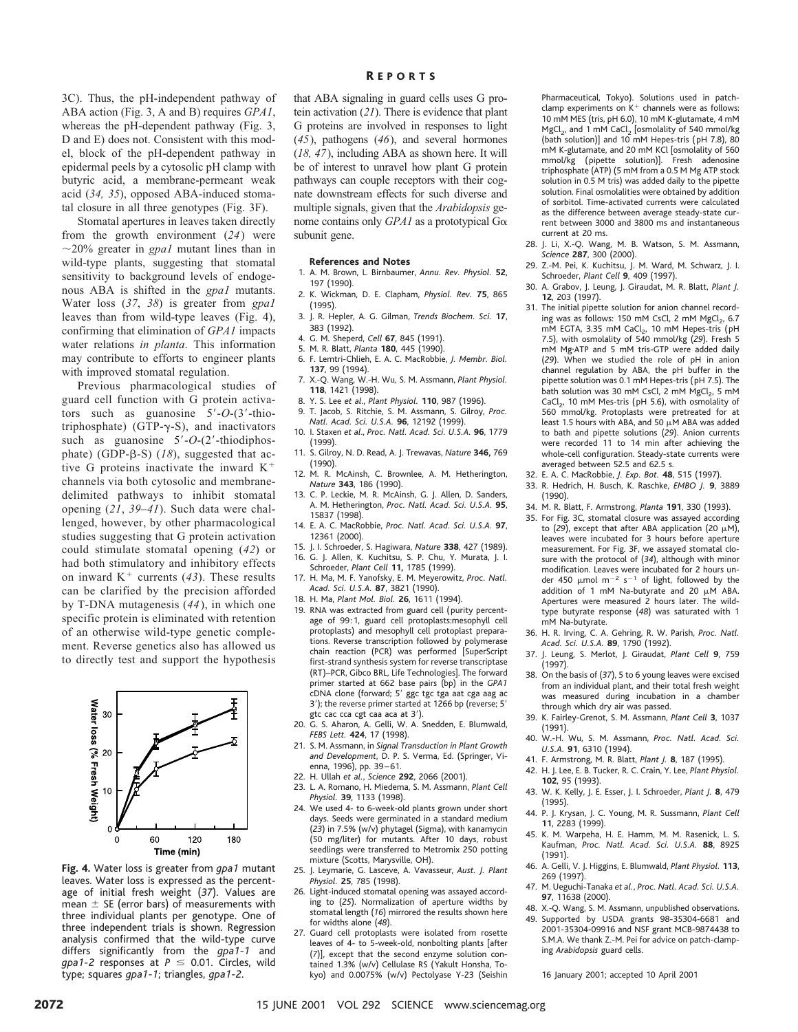3C). Thus, the pH-independent pathway of ABA action (Fig. 3, A and B) requires *GPA1*, whereas the pH-dependent pathway (Fig. 3, D and E) does not. Consistent with this model, block of the pH-dependent pathway in epidermal peels by a cytosolic pH clamp with butyric acid, a membrane-permeant weak acid (*34, 35*), opposed ABA-induced stomatal closure in all three genotypes (Fig. 3F).

Stomatal apertures in leaves taken directly from the growth environment (*24*) were ~20% greater in *gpa1* mutant lines than in wild-type plants, suggesting that stomatal sensitivity to background levels of endogenous ABA is shifted in the *gpa1* mutants. Water loss (*37*, *38*) is greater from *gpa1* leaves than from wild-type leaves (Fig. 4), confirming that elimination of *GPA1* impacts water relations *in planta*. This information may contribute to efforts to engineer plants with improved stomatal regulation.

Previous pharmacological studies of guard cell function with G protein activators such as guanosine 5′-*O*-(3′-thiotriphosphate) (GTP-γ-S), and inactivators such as guanosine 5′-*O*-(2′-thiodiphosphate) (GDP-β-S) (*18*), suggested that active G proteins inactivate the inward $K^+$ channels via both cytosolic and membrane-delimited pathways to inhibit stomatal opening (*21*, *39–41*). Such data were challenged, however, by other pharmacological studies suggesting that G protein activation could stimulate stomatal opening (*42*) or had both stimulatory and inhibitory effects on inward $K^+$ currents (*43*). These results can be clarified by the precision afforded by T-DNA mutagenesis (*44*), in which one specific protein is eliminated with retention of an otherwise wild-type genetic complement. Reverse genetics also has allowed us to directly test and support the hypothesis that ABA signaling in guard cells uses G protein activation (*21*). There is evidence that plant G proteins are involved in responses to light (*45*), pathogens (*46*), and several hormones (*18, 47*), including ABA as shown here. It will be of interest to unravel how plant G protein pathways can couple receptors with their cognate downstream effects for such diverse and multiple signals, given that the *Arabidopsis* genome contains only *GPA1* as a prototypical Gα subunit gene.

Water loss (% Fresh Weight)
30
20
10
0
0
60
120
180
Time (min)

**Fig. 4.** Water loss is greater from *gpa1* mutant leaves. Water loss is expressed as the percentage of initial fresh weight (*37*). Values are mean ± SE (error bars) of measurements with three individual plants per genotype. One of three independent trials is shown. Regression analysis confirmed that the wild-type curve differs significantly from the *gpa1-1* and *gpa1-2* responses at $P \leq 0.01$. Circles, wild type; squares *gpa1-1*; triangles, *gpa1-2*.

#### References and Notes

1. A. M. Brown, L. Birnbaumer, *Annu. Rev. Physiol.* **52**, 197 (1990).
2. K. Wickman, D. E. Clapham, *Physiol. Rev.* **75**, 865 (1995).
3. J. R. Hepler, A. G. Gilman, *Trends Biochem. Sci.* **17**, 383 (1992).
4. G. M. Sheperd, *Cell* **67**, 845 (1991).
5. M. R. Blatt, *Planta* **180**, 445 (1990).
6. F. Lemtri-Chlieh, E. A. C. MacRobbie, *J. Membr. Biol.* **137**, 99 (1994).
7. X.-Q. Wang, W.-H. Wu, S. M. Assmann, *Plant Physiol.* **118**, 1421 (1998).
8. Y. S. Lee *et al.*, *Plant Physiol.* **110**, 987 (1996).
9. T. Jacob, S. Ritchie, S. M. Assmann, S. Gilroy, *Proc. Natl. Acad. Sci. U.S.A.* **96**, 12192 (1999).
10. I. Staxen *et al.*, *Proc. Natl. Acad. Sci. U.S.A.* **96**, 1779 (1999).
11. S. Gilroy, N. D. Read, A. J. Trewavas, *Nature* **346,** 769 (1990).
12. M. R. McAinsh, C. Brownlee, A. M. Hetherington, *Nature* **343**, 186 (1990).
13. C. P. Leckie, M. R. McAinsh, G. J. Allen, D. Sanders, A. M. Hetherington, *Proc. Natl. Acad. Sci. U.S.A.* **95**, 15837 (1998).
14. E. A. C. MacRobbie, *Proc. Natl. Acad. Sci. U.S.A.* **97**, 12361 (2000).
15. J. I. Schroeder, S. Hagiwara, *Nature* **338**, 427 (1989).
16. G. J. Allen, K. Kuchitsu, S. P. Chu, Y. Murata, J. I. Schroeder, *Plant Cell* **11,** 1785 (1999).
17. H. Ma, M. F. Yanofsky, E. M. Meyerowitz, *Proc. Natl. Acad. Sci. U.S.A.* **87**, 3821 (1990).
18. H. Ma, *Plant Mol. Biol.* **26**, 1611 (1994).
19. RNA was extracted from guard cell (purity percentage of 99:1, guard cell protoplasts:mesophyll cell protoplasts) and mesophyll cell protoplast preparations. Reverse transcription followed by polymerase chain reaction (PCR) was performed [SuperScript first-strand synthesis system for reverse transcriptase (RT)–PCR, Gibco BRL, Life Technologies]. The forward primer started at 662 base pairs (bp) in the *GPA1* cDNA clone (forward; 5′ ggc tgc tga aat cga aag ac 3′); the reverse primer started at 1266 bp (reverse; 5′ gtc cac cca cgt caa aca at 3′).
20. G. S. Aharon, A. Gelli, W. A. Snedden, E. Blumwald, *FEBS Lett.* **424**, 17 (1998).
21. S. M. Assmann, in *Signal Transduction in Plant Growth and Development*, D. P. S. Verma, Ed. (Springer, Vienna, 1996), pp. 39–61.
22. H. Ullah *et al.*, *Science* **292**, 2066 (2001).
23. L. A. Romano, H. Miedema, S. M. Assmann, *Plant Cell Physiol.* **39**, 1133 (1998).
24. We used 4- to 6-week-old plants grown under short days. Seeds were germinated in a standard medium (*23*) in 7.5% (w/v) phytagel (Sigma), with kanamycin (50 mg/liter) for mutants. After 10 days, robust seedlings were transferred to Metromix 250 potting mixture (Scotts, Marysville, OH).
25. J. Leymarie, G. Lasceve, A. Vavasseur, *Aust. J. Plant Physiol.* **25**, 785 (1998).
26. Light-induced stomatal opening was assayed according to (*25*). Normalization of aperture widths by stomatal length (*16*) mirrored the results shown here for widths alone (*48*).
27. Guard cell protoplasts were isolated from rosette leaves of 4- to 5-week-old, nonbolting plants [after (*7*)], except that the second enzyme solution contained 1.3% (w/v) Cellulase RS (Yakult Honsha, Tokyo) and 0.0075% (w/v) Pectolyase Y-23 (Seishin Pharmaceutical, Tokyo). Solutions used in patch-clamp experiments on $K^+$ channels were as follows: 10 mM MES (tris, pH 6.0), 10 mM K-glutamate, 4 mM $MgCl_2$, and 1 mM $CaCl_2$ [osmolality of 540 mmol/kg (bath solution)] and 10 mM Hepes-tris (pH 7.8), 80 mM K-glutamate, and 20 mM KCl [osmolality of 560 mmol/kg (pipette solution)]. Fresh adenosine triphosphate (ATP) (5 mM from a 0.5 M Mg ATP stock solution in 0.5 M tris) was added daily to the pipette solution. Final osmolalities were obtained by addition of sorbitol. Time-activated currents were calculated as the difference between average steady-state current between 3000 and 3800 ms and instantaneous current at 20 ms.
28. J. Li, X.-Q. Wang, M. B. Watson, S. M. Assmann, *Science* **287**, 300 (2000).
29. Z.-M. Pei, K. Kuchitsu, J. M. Ward, M. Schwarz, J. I. Schroeder, *Plant Cell* **9**, 409 (1997).
30. A. Grabov, J. Leung, J. Giraudat, M. R. Blatt, *Plant J.* **12**, 203 (1997).
31. The initial pipette solution for anion channel recording was as follows: 150 mM CsCl, 2 mM $MgCl_2$, 6.7 mM EGTA, 3.35 mM $CaCl_2$, 10 mM Hepes-tris (pH 7.5), with osmolality of 540 mmol/kg (*29*). Fresh 5 mM Mg·ATP and 5 mM tris-GTP were added daily (*29*). When we studied the role of pH in anion channel regulation by ABA, the pH buffer in the pipette solution was 0.1 mM Hepes-tris (pH 7.5). The bath solution was 30 mM CsCl, 2 mM $MgCl_2$, 5 mM $CaCl_2$, 10 mM Mes-tris (pH 5.6), with osmolality of 560 mmol/kg. Protoplasts were pretreated for at least 1.5 hours with ABA, and 50 μM ABA was added to bath and pipette solutions (*29*). Anion currents were recorded 11 to 14 min after achieving the whole-cell configuration. Steady-state currents were averaged between 52.5 and 62.5 s.
32. E. A. C. MacRobbie, *J. Exp. Bot.* **48**, 515 (1997).
33. R. Hedrich, H. Busch, K. Raschke, *EMBO J.* **9**, 3889 (1990).
34. M. R. Blatt, F. Armstrong, *Planta* **191**, 330 (1993).
35. For Fig. 3C, stomatal closure was assayed according to (*29*), except that after ABA application (20 μM), leaves were incubated for 3 hours before aperture measurement. For Fig. 3F, we assayed stomatal closure with the protocol of (*34*), although with minor modification. Leaves were incubated for 2 hours under 450 μmol $m^{-2}$ $s^{-1}$ of light, followed by the addition of 1 mM Na-butyrate and 20 μM ABA. Apertures were measured 2 hours later. The wild-type butyrate response (*48*) was saturated with 1 mM Na-butyrate.
36. H. R. Irving, C. A. Gehring, R. W. Parish, *Proc. Natl. Acad. Sci. U.S.A.* **89**, 1790 (1992).
37. J. Leung, S. Merlot, J. Giraudat, *Plant Cell* **9**, 759 (1997).
38. On the basis of (*37*), 5 to 6 young leaves were excised from an individual plant, and their total fresh weight was measured during incubation in a chamber through which dry air was passed.
39. K. Fairley-Grenot, S. M. Assmann, *Plant Cell* **3**, 1037 (1991).
40. W.-H. Wu, S. M. Assmann, *Proc. Natl. Acad. Sci. U.S.A.* **91**, 6310 (1994).
41. F. Armstrong, M. R. Blatt, *Plant J.* **8**, 187 (1995).
42. H. J. Lee, E. B. Tucker, R. C. Crain, Y. Lee, *Plant Physiol.* **102**, 95 (1993).
43. W. K. Kelly, J. E. Esser, J. I. Schroeder, *Plant J.* **8**, 479 (1995).
44. P. J. Krysan, J. C. Young, M. R. Sussmann, *Plant Cell* **11**, 2283 (1999).
45. K. M. Warpeha, H. E. Hamm, M. M. Rasenick, L. S. Kaufman, *Proc. Natl. Acad. Sci. U.S.A.* **88**, 8925 (1991).
46. A. Gelli, V. J. Higgins, E. Blumwald, *Plant Physiol.* **113**, 269 (1997).
47. M. Ueguchi-Tanaka *et al.*, *Proc. Natl. Acad. Sci. U.S.A.* **97**, 11638 (2000).
48. X.-Q. Wang, S. M. Assmann, unpublished observations.
49. Supported by USDA grants 98-35304-6681 and 2001-35304-09916 and NSF grant MCB-9874438 to S.M.A. We thank Z.-M. Pei for advice on patch-clamping *Arabidopsis* guard cells.

16 January 2001; accepted 10 April 2001